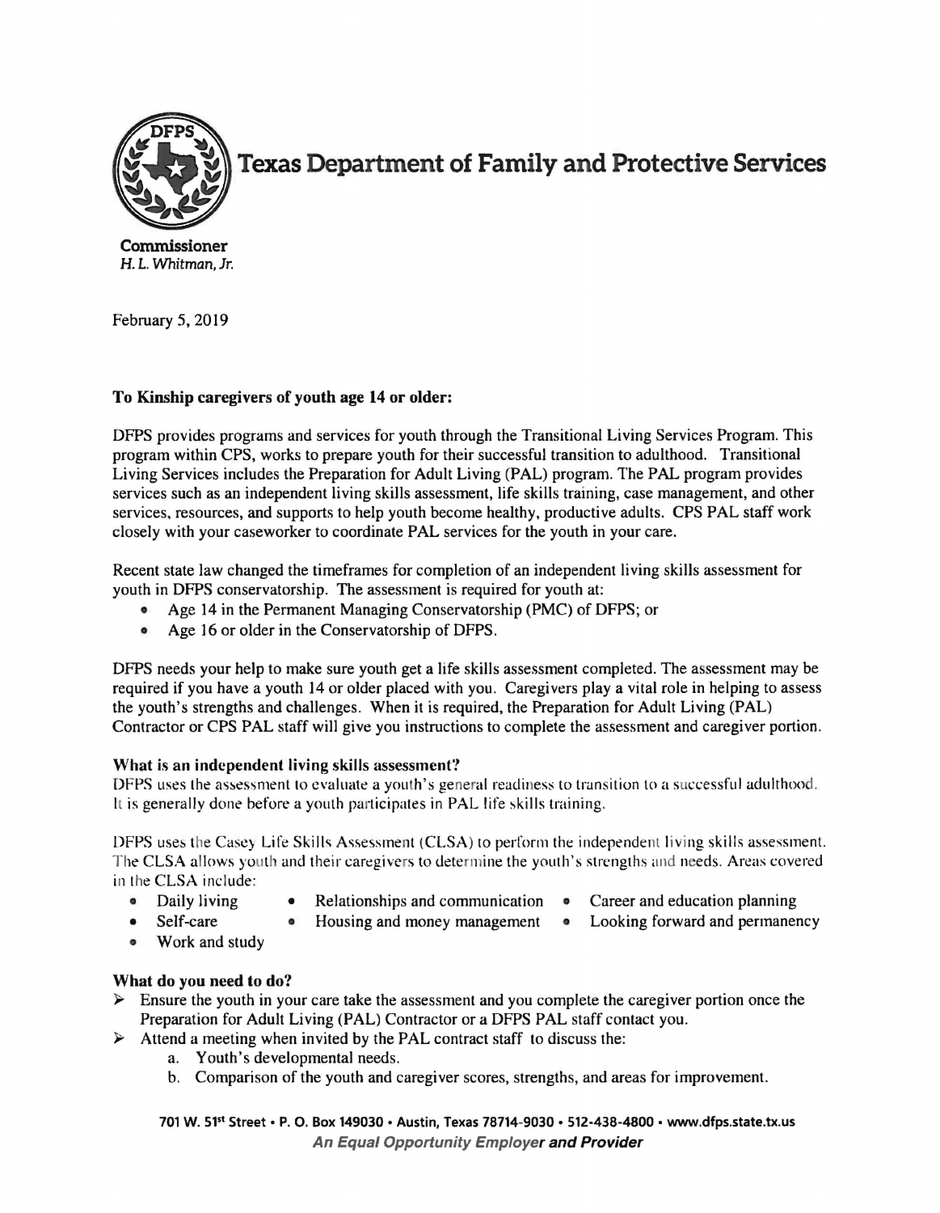# Texas Department of Family and Protective Services

**Commissioner**
*H. L. Whitman, Jr.*

February 5, 2019

**To Kinship caregivers of youth age 14 or older:**

DFPS provides programs and services for youth through the Transitional Living Services Program. This program within CPS, works to prepare youth for their successful transition to adulthood. Transitional Living Services includes the Preparation for Adult Living (PAL) program. The PAL program provides services such as an independent living skills assessment, life skills training, case management, and other services, resources, and supports to help youth become healthy, productive adults. CPS PAL staff work closely with your caseworker to coordinate PAL services for the youth in your care.

Recent state law changed the timeframes for completion of an independent living skills assessment for youth in DFPS conservatorship. The assessment is required for youth at:

- Age 14 in the Permanent Managing Conservatorship (PMC) of DFPS; or
- Age 16 or older in the Conservatorship of DFPS.

DFPS needs your help to make sure youth get a life skills assessment completed. The assessment may be required if you have a youth 14 or older placed with you. Caregivers play a vital role in helping to assess the youth's strengths and challenges. When it is required, the Preparation for Adult Living (PAL) Contractor or CPS PAL staff will give you instructions to complete the assessment and caregiver portion.

### What is an independent living skills assessment?

DFPS uses the assessment to evaluate a youth's general readiness to transition to a successful adulthood. It is generally done before a youth participates in PAL life skills training.

DFPS uses the Casey Life Skills Assessment (CLSA) to perform the independent living skills assessment. The CLSA allows youth and their caregivers to determine the youth's strengths and needs. Areas covered in the CLSA include:

- Daily living
- Self-care
- Work and study
- Relationships and communication
- Housing and money management
- Career and education planning
- Looking forward and permanency

### What do you need to do?

- Ensure the youth in your care take the assessment and you complete the caregiver portion once the Preparation for Adult Living (PAL) Contractor or a DFPS PAL staff contact you.
- Attend a meeting when invited by the PAL contract staff to discuss the:
  a. Youth's developmental needs.
  b. Comparison of the youth and caregiver scores, strengths, and areas for improvement.

701 W. 51st Street • P. O. Box 149030 • Austin, Texas 78714-9030 • 512-438-4800 • www.dfps.state.tx.us
*An Equal Opportunity Employer and Provider*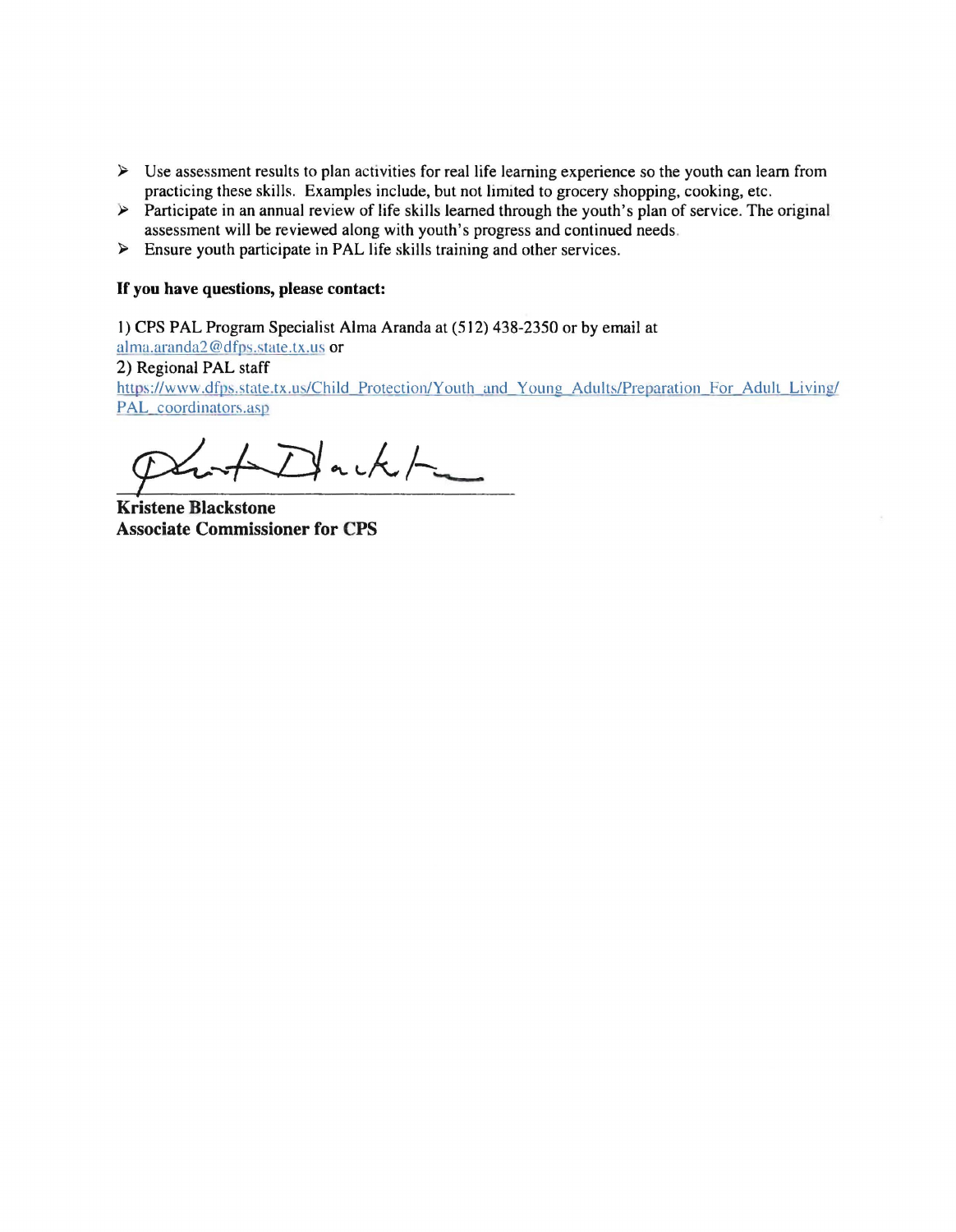- Use assessment results to plan activities for real life learning experience so the youth can learn from practicing these skills. Examples include, but not limited to grocery shopping, cooking, etc.
- Participate in an annual review of life skills learned through the youth's plan of service. The original assessment will be reviewed along with youth's progress and continued needs.
- Ensure youth participate in PAL life skills training and other services.

**If you have questions, please contact:**

1) CPS PAL Program Specialist Alma Aranda at (512) 438-2350 or by email at alma.aranda2@dfps.state.tx.us or

2) Regional PAL staff https://www.dfps.state.tx.us/Child_Protection/Youth_and_Young_Adults/Preparation_For_Adult_Living/PAL_coordinators.asp

**Kristene Blackstone**
**Associate Commissioner for CPS**